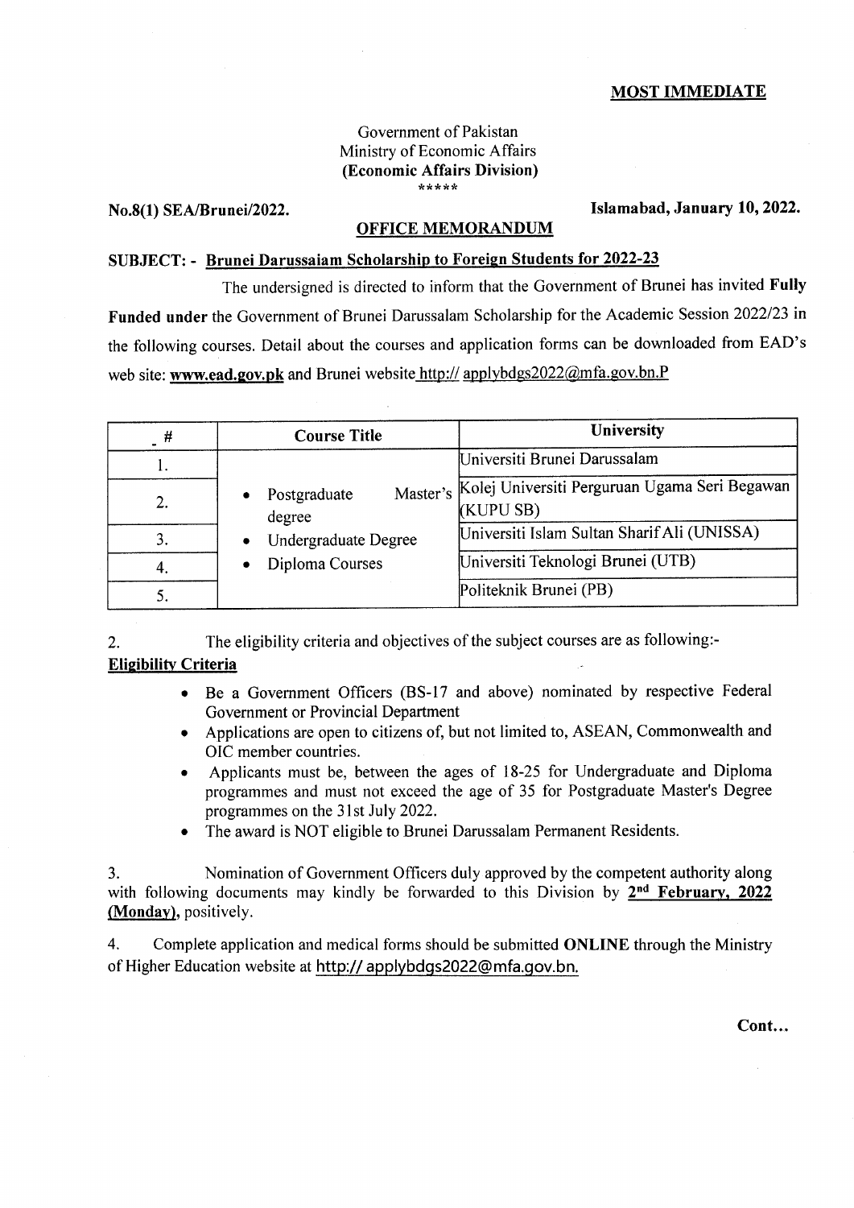**MOST IMMEDIATE**

Government of Pakistan
Ministry of Economic Affairs
**(Economic Affairs Division)**
\*\*\*\*\*

**No.8(1) SEA/Brunei/2022.** **Islamabad, January 10, 2022.**

**OFFICE MEMORANDUM**

**SUBJECT: - Brunei Darussaiam Scholarship to Foreign Students for 2022-23**

The undersigned is directed to inform that the Government of Brunei has invited **Fully Funded under** the Government of Brunei Darussalam Scholarship for the Academic Session 2022/23 in the following courses. Detail about the courses and application forms can be downloaded from EAD's web site: **www.ead.gov.pk** and Brunei website http:// applybdgs2022@mfa.gov.bn.P

| # | Course Title | University |
|---|---|---|
| 1. | • Postgraduate Master's degree<br>• Undergraduate Degree<br>• Diploma Courses | Universiti Brunei Darussalam |
| 2. | | Kolej Universiti Perguruan Ugama Seri Begawan (KUPU SB) |
| 3. | | Universiti Islam Sultan Sharif Ali (UNISSA) |
| 4. | | Universiti Teknologi Brunei (UTB) |
| 5. | | Politeknik Brunei (PB) |

2. The eligibility criteria and objectives of the subject courses are as following:-

**Eligibility Criteria**

- Be a Government Officers (BS-17 and above) nominated by respective Federal Government or Provincial Department
- Applications are open to citizens of, but not limited to, ASEAN, Commonwealth and OIC member countries.
- Applicants must be, between the ages of 18-25 for Undergraduate and Diploma programmes and must not exceed the age of 35 for Postgraduate Master's Degree programmes on the 31st July 2022.
- The award is NOT eligible to Brunei Darussalam Permanent Residents.

3. Nomination of Government Officers duly approved by the competent authority along with following documents may kindly be forwarded to this Division by **2nd February, 2022 (Monday),** positively.

4. Complete application and medical forms should be submitted **ONLINE** through the Ministry of Higher Education website at http:// applybdgs2022@mfa.gov.bn.

**Cont...**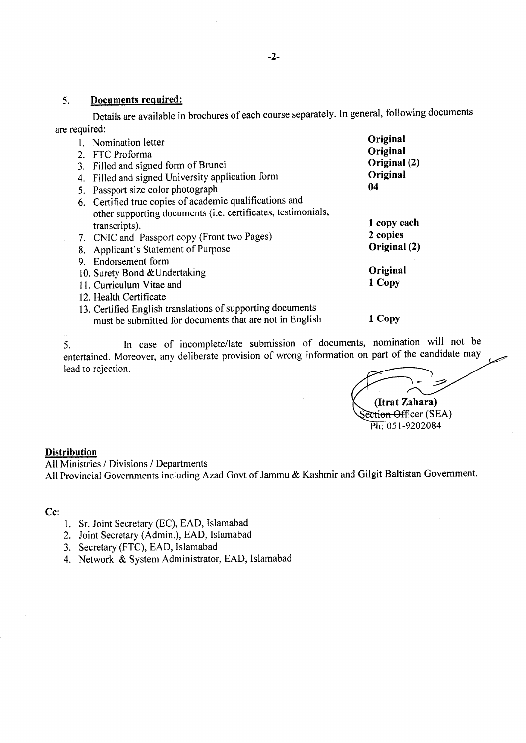## 5. Documents required:

Details are available in brochures of each course separately. In general, following documents are required:

| | |
|---|---|
| 1. Nomination letter | **Original** |
| 2. FTC Proforma | **Original** |
| 3. Filled and signed form of Brunei | **Original (2)** |
| 4. Filled and signed University application form | **Original** |
| 5. Passport size color photograph | **04** |
| 6. Certified true copies of academic qualifications and other supporting documents (i.e. certificates, testimonials, transcripts). | **1 copy each** |
| 7. CNIC and Passport copy (Front two Pages) | **2 copies** |
| 8. Applicant's Statement of Purpose | **Original (2)** |
| 9. Endorsement form | |
| 10. Surety Bond &Undertaking | **Original** |
| 11. Curriculum Vitae and | **1 Copy** |
| 12. Health Certificate | |
| 13. Certified English translations of supporting documents must be submitted for documents that are not in English | **1 Copy** |

5. In case of incomplete/late submission of documents, nomination will not be entertained. Moreover, any deliberate provision of wrong information on part of the candidate may lead to rejection.

**(Itrat Zahara)**
Section Officer (SEA)
Ph: 051-9202084

**Distribution**

All Ministries / Divisions / Departments
All Provincial Governments including Azad Govt of Jammu & Kashmir and Gilgit Baltistan Government.

**Cc:**

1. Sr. Joint Secretary (EC), EAD, Islamabad
2. Joint Secretary (Admin.), EAD, Islamabad
3. Secretary (FTC), EAD, Islamabad
4. Network & System Administrator, EAD, Islamabad